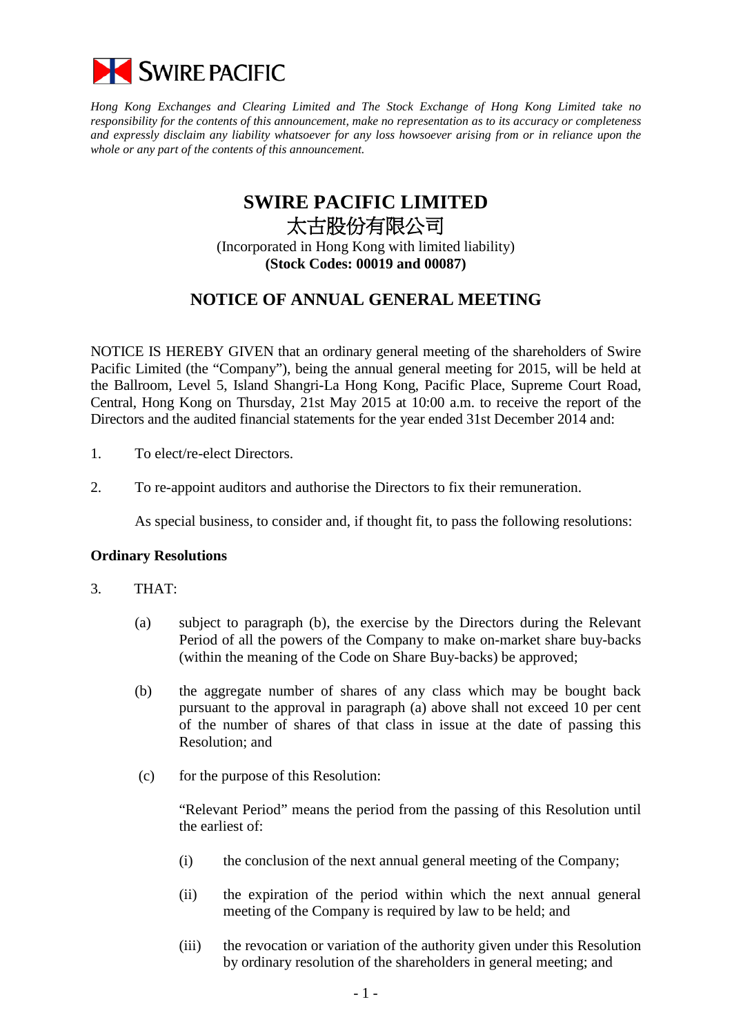SWIRE PACIFIC

*Hong Kong Exchanges and Clearing Limited and The Stock Exchange of Hong Kong Limited take no responsibility for the contents of this announcement, make no representation as to its accuracy or completeness and expressly disclaim any liability whatsoever for any loss howsoever arising from or in reliance upon the whole or any part of the contents of this announcement.*

# SWIRE PACIFIC LIMITED
# 太古股份有限公司

(Incorporated in Hong Kong with limited liability)
**(Stock Codes: 00019 and 00087)**

## NOTICE OF ANNUAL GENERAL MEETING

NOTICE IS HEREBY GIVEN that an ordinary general meeting of the shareholders of Swire Pacific Limited (the "Company"), being the annual general meeting for 2015, will be held at the Ballroom, Level 5, Island Shangri-La Hong Kong, Pacific Place, Supreme Court Road, Central, Hong Kong on Thursday, 21st May 2015 at 10:00 a.m. to receive the report of the Directors and the audited financial statements for the year ended 31st December 2014 and:

1. To elect/re-elect Directors.

2. To re-appoint auditors and authorise the Directors to fix their remuneration.

   As special business, to consider and, if thought fit, to pass the following resolutions:

**Ordinary Resolutions**

3. THAT:

   (a) subject to paragraph (b), the exercise by the Directors during the Relevant Period of all the powers of the Company to make on-market share buy-backs (within the meaning of the Code on Share Buy-backs) be approved;

   (b) the aggregate number of shares of any class which may be bought back pursuant to the approval in paragraph (a) above shall not exceed 10 per cent of the number of shares of that class in issue at the date of passing this Resolution; and

   (c) for the purpose of this Resolution:

   "Relevant Period" means the period from the passing of this Resolution until the earliest of:

   (i) the conclusion of the next annual general meeting of the Company;

   (ii) the expiration of the period within which the next annual general meeting of the Company is required by law to be held; and

   (iii) the revocation or variation of the authority given under this Resolution by ordinary resolution of the shareholders in general meeting; and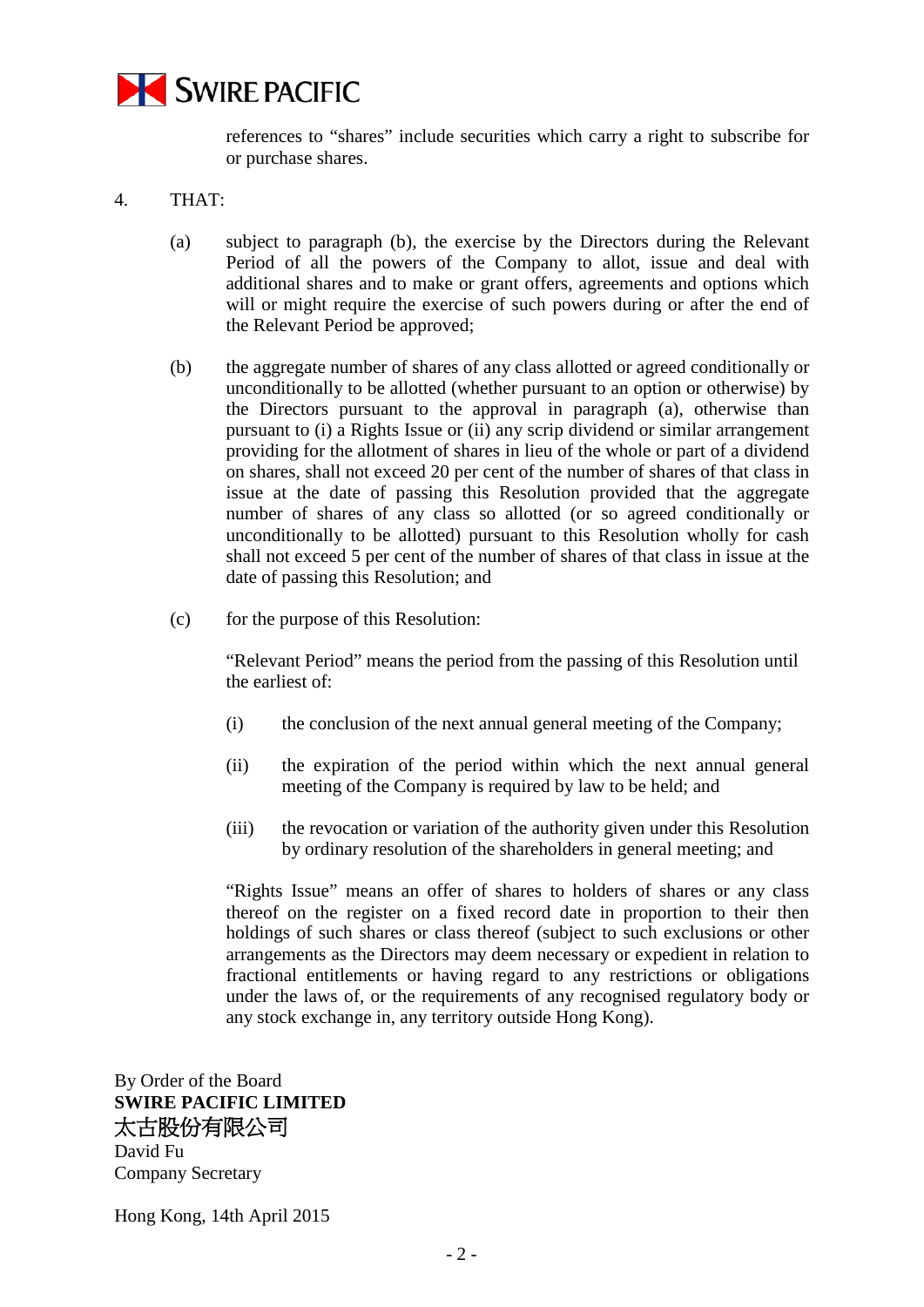references to "shares" include securities which carry a right to subscribe for or purchase shares.

4. THAT:

   (a) subject to paragraph (b), the exercise by the Directors during the Relevant Period of all the powers of the Company to allot, issue and deal with additional shares and to make or grant offers, agreements and options which will or might require the exercise of such powers during or after the end of the Relevant Period be approved;

   (b) the aggregate number of shares of any class allotted or agreed conditionally or unconditionally to be allotted (whether pursuant to an option or otherwise) by the Directors pursuant to the approval in paragraph (a), otherwise than pursuant to (i) a Rights Issue or (ii) any scrip dividend or similar arrangement providing for the allotment of shares in lieu of the whole or part of a dividend on shares, shall not exceed 20 per cent of the number of shares of that class in issue at the date of passing this Resolution provided that the aggregate number of shares of any class so allotted (or so agreed conditionally or unconditionally to be allotted) pursuant to this Resolution wholly for cash shall not exceed 5 per cent of the number of shares of that class in issue at the date of passing this Resolution; and

   (c) for the purpose of this Resolution:

   "Relevant Period" means the period from the passing of this Resolution until the earliest of:

   (i) the conclusion of the next annual general meeting of the Company;

   (ii) the expiration of the period within which the next annual general meeting of the Company is required by law to be held; and

   (iii) the revocation or variation of the authority given under this Resolution by ordinary resolution of the shareholders in general meeting; and

   "Rights Issue" means an offer of shares to holders of shares or any class thereof on the register on a fixed record date in proportion to their then holdings of such shares or class thereof (subject to such exclusions or other arrangements as the Directors may deem necessary or expedient in relation to fractional entitlements or having regard to any restrictions or obligations under the laws of, or the requirements of any recognised regulatory body or any stock exchange in, any territory outside Hong Kong).

By Order of the Board
**SWIRE PACIFIC LIMITED**
太古股份有限公司
David Fu
Company Secretary

Hong Kong, 14th April 2015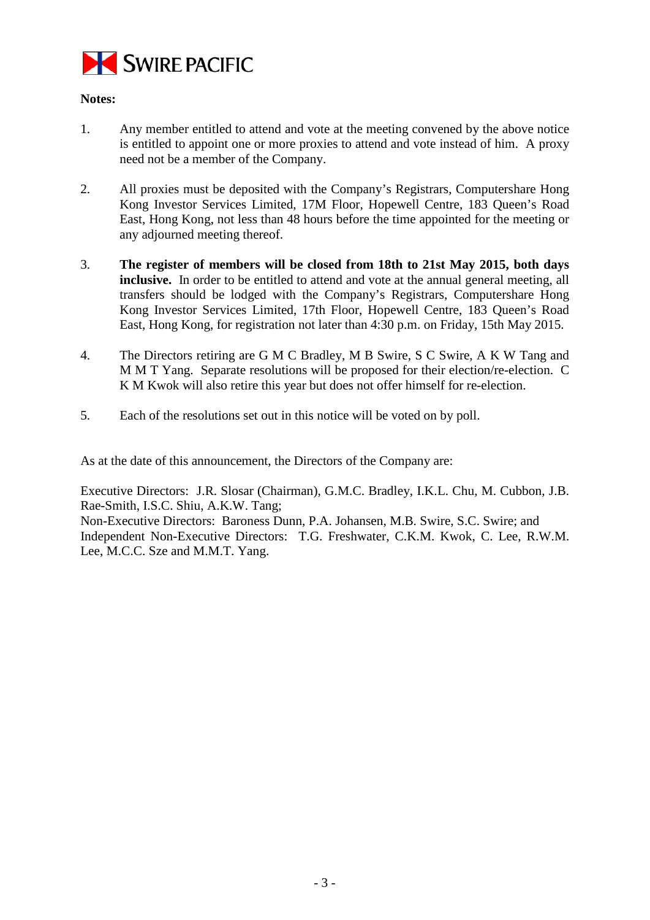**Notes:**

1. Any member entitled to attend and vote at the meeting convened by the above notice is entitled to appoint one or more proxies to attend and vote instead of him. A proxy need not be a member of the Company.

2. All proxies must be deposited with the Company's Registrars, Computershare Hong Kong Investor Services Limited, 17M Floor, Hopewell Centre, 183 Queen's Road East, Hong Kong, not less than 48 hours before the time appointed for the meeting or any adjourned meeting thereof.

3. **The register of members will be closed from 18th to 21st May 2015, both days inclusive.** In order to be entitled to attend and vote at the annual general meeting, all transfers should be lodged with the Company's Registrars, Computershare Hong Kong Investor Services Limited, 17th Floor, Hopewell Centre, 183 Queen's Road East, Hong Kong, for registration not later than 4:30 p.m. on Friday, 15th May 2015.

4. The Directors retiring are G M C Bradley, M B Swire, S C Swire, A K W Tang and M M T Yang. Separate resolutions will be proposed for their election/re-election. C K M Kwok will also retire this year but does not offer himself for re-election.

5. Each of the resolutions set out in this notice will be voted on by poll.

As at the date of this announcement, the Directors of the Company are:

Executive Directors: J.R. Slosar (Chairman), G.M.C. Bradley, I.K.L. Chu, M. Cubbon, J.B. Rae-Smith, I.S.C. Shiu, A.K.W. Tang;
Non-Executive Directors: Baroness Dunn, P.A. Johansen, M.B. Swire, S.C. Swire; and
Independent Non-Executive Directors: T.G. Freshwater, C.K.M. Kwok, C. Lee, R.W.M. Lee, M.C.C. Sze and M.M.T. Yang.